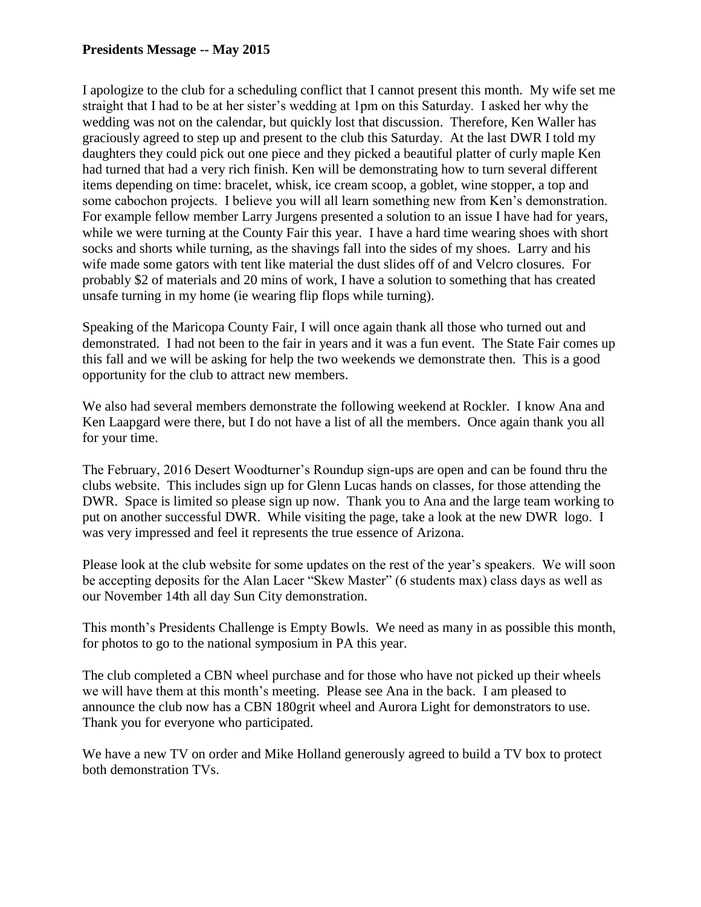**Presidents Message -- May 2015**

I apologize to the club for a scheduling conflict that I cannot present this month. My wife set me straight that I had to be at her sister's wedding at 1pm on this Saturday. I asked her why the wedding was not on the calendar, but quickly lost that discussion. Therefore, Ken Waller has graciously agreed to step up and present to the club this Saturday. At the last DWR I told my daughters they could pick out one piece and they picked a beautiful platter of curly maple Ken had turned that had a very rich finish. Ken will be demonstrating how to turn several different items depending on time: bracelet, whisk, ice cream scoop, a goblet, wine stopper, a top and some cabochon projects. I believe you will all learn something new from Ken's demonstration. For example fellow member Larry Jurgens presented a solution to an issue I have had for years, while we were turning at the County Fair this year. I have a hard time wearing shoes with short socks and shorts while turning, as the shavings fall into the sides of my shoes. Larry and his wife made some gators with tent like material the dust slides off of and Velcro closures. For probably $2 of materials and 20 mins of work, I have a solution to something that has created unsafe turning in my home (ie wearing flip flops while turning).

Speaking of the Maricopa County Fair, I will once again thank all those who turned out and demonstrated. I had not been to the fair in years and it was a fun event. The State Fair comes up this fall and we will be asking for help the two weekends we demonstrate then. This is a good opportunity for the club to attract new members.

We also had several members demonstrate the following weekend at Rockler. I know Ana and Ken Laapgard were there, but I do not have a list of all the members. Once again thank you all for your time.

The February, 2016 Desert Woodturner's Roundup sign-ups are open and can be found thru the clubs website. This includes sign up for Glenn Lucas hands on classes, for those attending the DWR. Space is limited so please sign up now. Thank you to Ana and the large team working to put on another successful DWR. While visiting the page, take a look at the new DWR logo. I was very impressed and feel it represents the true essence of Arizona.

Please look at the club website for some updates on the rest of the year's speakers. We will soon be accepting deposits for the Alan Lacer "Skew Master" (6 students max) class days as well as our November 14th all day Sun City demonstration.

This month's Presidents Challenge is Empty Bowls. We need as many in as possible this month, for photos to go to the national symposium in PA this year.

The club completed a CBN wheel purchase and for those who have not picked up their wheels we will have them at this month's meeting. Please see Ana in the back. I am pleased to announce the club now has a CBN 180grit wheel and Aurora Light for demonstrators to use. Thank you for everyone who participated.

We have a new TV on order and Mike Holland generously agreed to build a TV box to protect both demonstration TVs.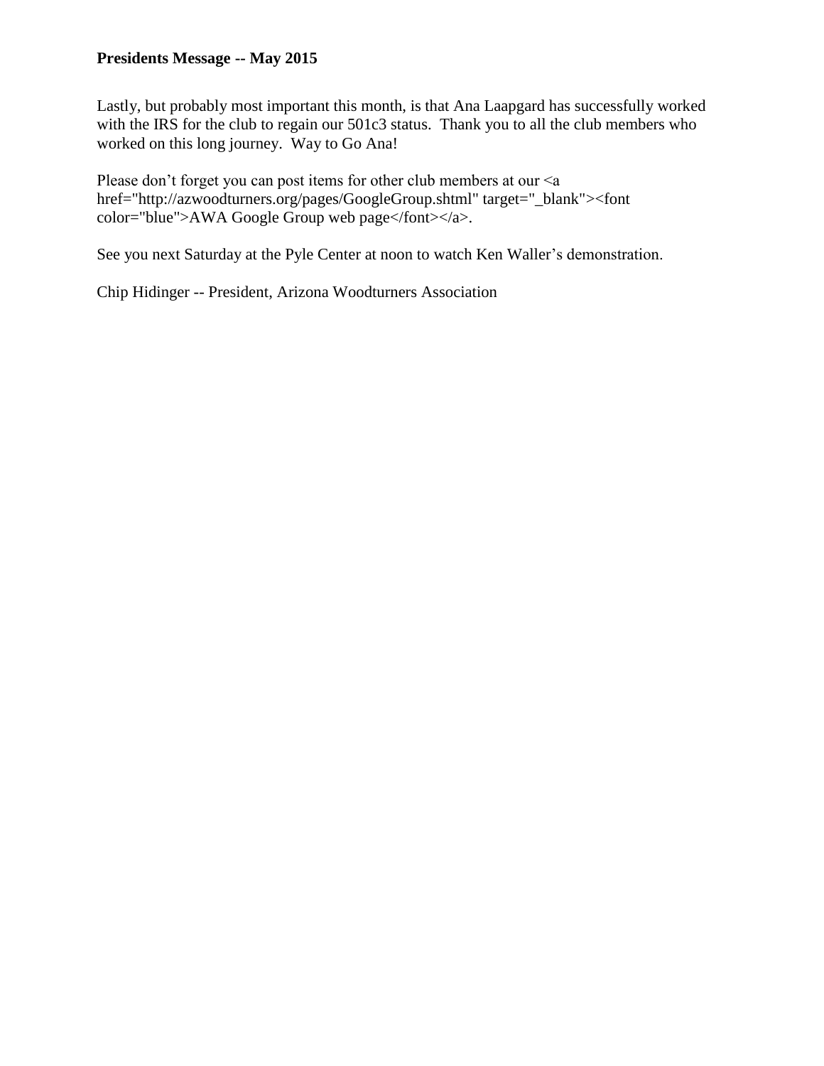**Presidents Message -- May 2015**

Lastly, but probably most important this month, is that Ana Laapgard has successfully worked with the IRS for the club to regain our 501c3 status. Thank you to all the club members who worked on this long journey. Way to Go Ana!

Please don't forget you can post items for other club members at our <a href="http://azwoodturners.org/pages/GoogleGroup.shtml" target="_blank"><font color="blue">AWA Google Group web page</font></a>.

See you next Saturday at the Pyle Center at noon to watch Ken Waller's demonstration.

Chip Hidinger -- President, Arizona Woodturners Association